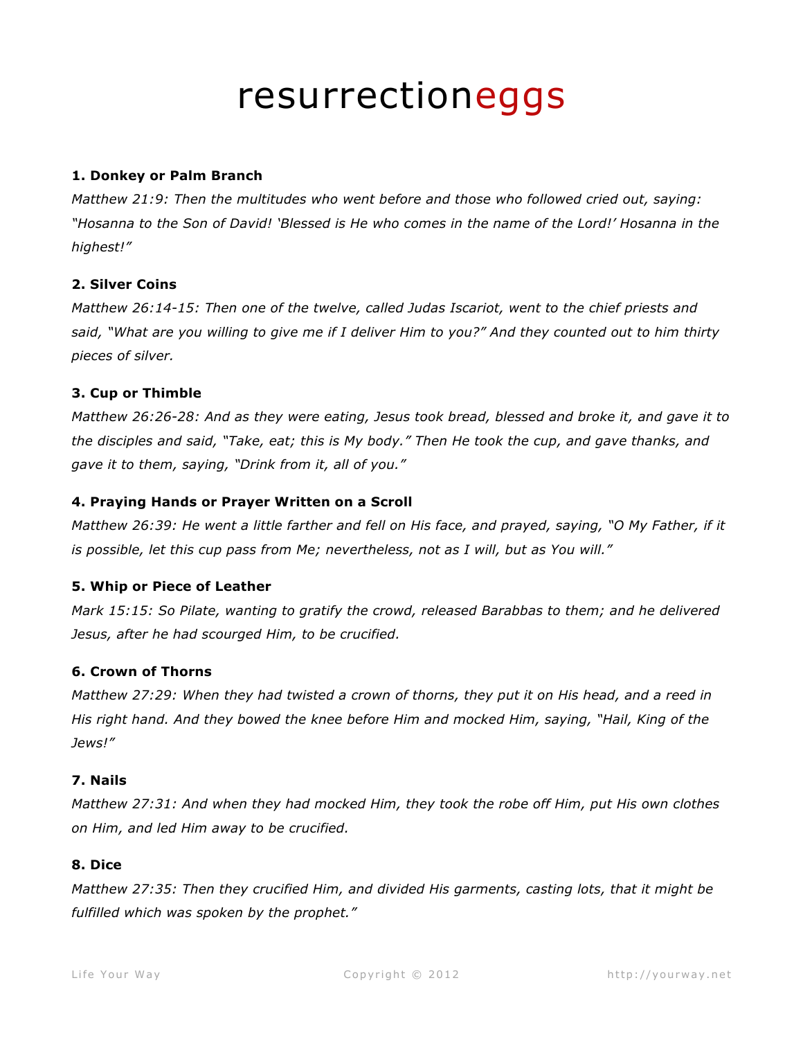# resurrectioneggs

**1. Donkey or Palm Branch**

*Matthew 21:9: Then the multitudes who went before and those who followed cried out, saying: "Hosanna to the Son of David! 'Blessed is He who comes in the name of the Lord!' Hosanna in the highest!"*

**2. Silver Coins**

*Matthew 26:14-15: Then one of the twelve, called Judas Iscariot, went to the chief priests and said, "What are you willing to give me if I deliver Him to you?" And they counted out to him thirty pieces of silver.*

**3. Cup or Thimble**

*Matthew 26:26-28: And as they were eating, Jesus took bread, blessed and broke it, and gave it to the disciples and said, "Take, eat; this is My body." Then He took the cup, and gave thanks, and gave it to them, saying, "Drink from it, all of you."*

**4. Praying Hands or Prayer Written on a Scroll**

*Matthew 26:39: He went a little farther and fell on His face, and prayed, saying, "O My Father, if it is possible, let this cup pass from Me; nevertheless, not as I will, but as You will."*

**5. Whip or Piece of Leather**

*Mark 15:15: So Pilate, wanting to gratify the crowd, released Barabbas to them; and he delivered Jesus, after he had scourged Him, to be crucified.*

**6. Crown of Thorns**

*Matthew 27:29: When they had twisted a crown of thorns, they put it on His head, and a reed in His right hand. And they bowed the knee before Him and mocked Him, saying, "Hail, King of the Jews!"*

**7. Nails**

*Matthew 27:31: And when they had mocked Him, they took the robe off Him, put His own clothes on Him, and led Him away to be crucified.*

**8. Dice**

*Matthew 27:35: Then they crucified Him, and divided His garments, casting lots, that it might be fulfilled which was spoken by the prophet."*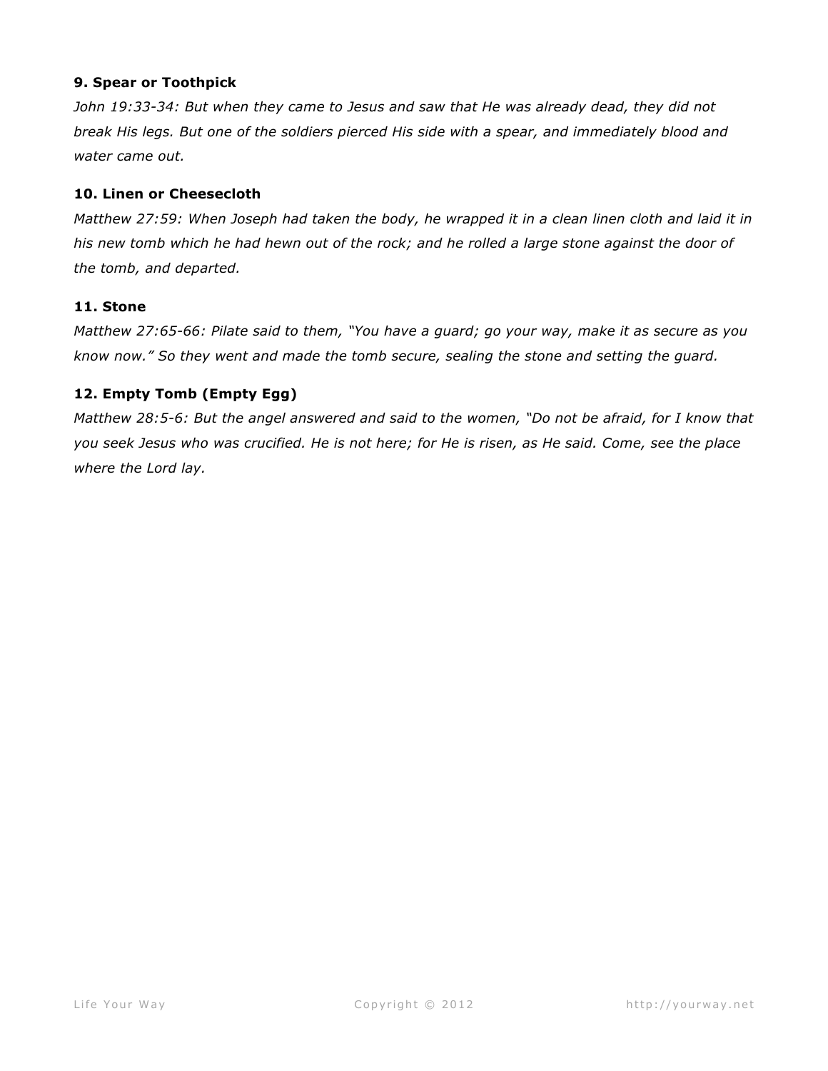**9. Spear or Toothpick**

*John 19:33-34: But when they came to Jesus and saw that He was already dead, they did not break His legs. But one of the soldiers pierced His side with a spear, and immediately blood and water came out.*

**10. Linen or Cheesecloth**

*Matthew 27:59: When Joseph had taken the body, he wrapped it in a clean linen cloth and laid it in his new tomb which he had hewn out of the rock; and he rolled a large stone against the door of the tomb, and departed.*

**11. Stone**

*Matthew 27:65-66: Pilate said to them, "You have a guard; go your way, make it as secure as you know now." So they went and made the tomb secure, sealing the stone and setting the guard.*

**12. Empty Tomb (Empty Egg)**

*Matthew 28:5-6: But the angel answered and said to the women, "Do not be afraid, for I know that you seek Jesus who was crucified. He is not here; for He is risen, as He said. Come, see the place where the Lord lay.*